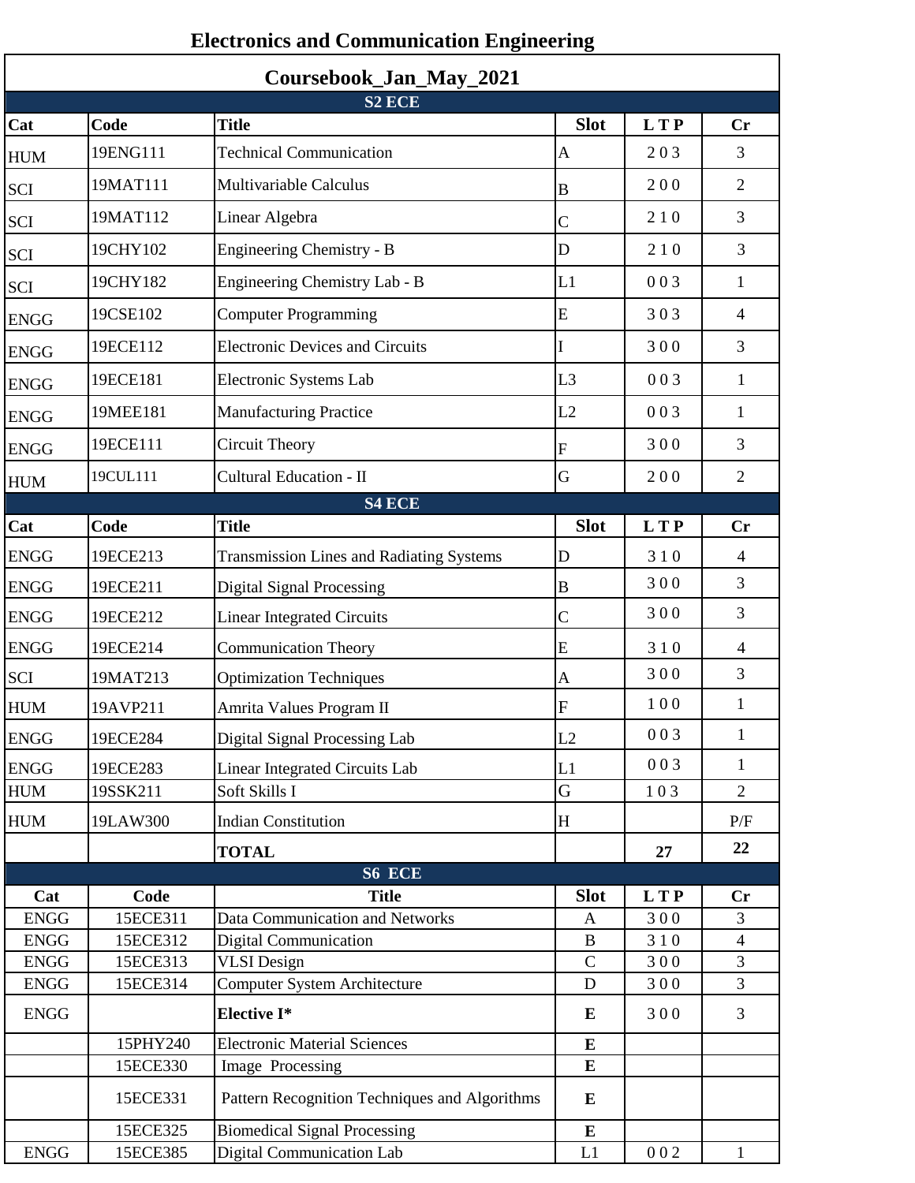# Electronics and Communication Engineering

## Coursebook_Jan_May_2021

### S2 ECE

| Cat | Code | Title | Slot | L T P | Cr |
|---|---|---|---|---|---|
| HUM | 19ENG111 | Technical Communication | A | 2 0 3 | 3 |
| SCI | 19MAT111 | Multivariable Calculus | B | 2 0 0 | 2 |
| SCI | 19MAT112 | Linear Algebra | C | 2 1 0 | 3 |
| SCI | 19CHY102 | Engineering Chemistry - B | D | 2 1 0 | 3 |
| SCI | 19CHY182 | Engineering Chemistry Lab - B | L1 | 0 0 3 | 1 |
| ENGG | 19CSE102 | Computer Programming | E | 3 0 3 | 4 |
| ENGG | 19ECE112 | Electronic Devices and Circuits | I | 3 0 0 | 3 |
| ENGG | 19ECE181 | Electronic Systems Lab | L3 | 0 0 3 | 1 |
| ENGG | 19MEE181 | Manufacturing Practice | L2 | 0 0 3 | 1 |
| ENGG | 19ECE111 | Circuit Theory | F | 3 0 0 | 3 |
| HUM | 19CUL111 | Cultural Education - II | G | 2 0 0 | 2 |

### S4 ECE

| Cat | Code | Title | Slot | L T P | Cr |
|---|---|---|---|---|---|
| ENGG | 19ECE213 | Transmission Lines and Radiating Systems | D | 3 1 0 | 4 |
| ENGG | 19ECE211 | Digital Signal Processing | B | 3 0 0 | 3 |
| ENGG | 19ECE212 | Linear Integrated Circuits | C | 3 0 0 | 3 |
| ENGG | 19ECE214 | Communication Theory | E | 3 1 0 | 4 |
| SCI | 19MAT213 | Optimization Techniques | A | 3 0 0 | 3 |
| HUM | 19AVP211 | Amrita Values Program II | F | 1 0 0 | 1 |
| ENGG | 19ECE284 | Digital Signal Processing Lab | L2 | 0 0 3 | 1 |
| ENGG | 19ECE283 | Linear Integrated Circuits Lab | L1 | 0 0 3 | 1 |
| HUM | 19SSK211 | Soft Skills I | G | 1 0 3 | 2 |
| HUM | 19LAW300 | Indian Constitution | H | | P/F |
| | | **TOTAL** | | **27** | **22** |

### S6 ECE

| Cat | Code | Title | Slot | L T P | Cr |
|---|---|---|---|---|---|
| ENGG | 15ECE311 | Data Communication and Networks | A | 3 0 0 | 3 |
| ENGG | 15ECE312 | Digital Communication | B | 3 1 0 | 4 |
| ENGG | 15ECE313 | VLSI Design | C | 3 0 0 | 3 |
| ENGG | 15ECE314 | Computer System Architecture | D | 3 0 0 | 3 |
| ENGG | | **Elective I*** | **E** | 3 0 0 | 3 |
| | 15PHY240 | Electronic Material Sciences | **E** | | |
| | 15ECE330 | Image Processing | **E** | | |
| | 15ECE331 | Pattern Recognition Techniques and Algorithms | **E** | | |
| | 15ECE325 | Biomedical Signal Processing | **E** | | |
| ENGG | 15ECE385 | Digital Communication Lab | L1 | 0 0 2 | 1 |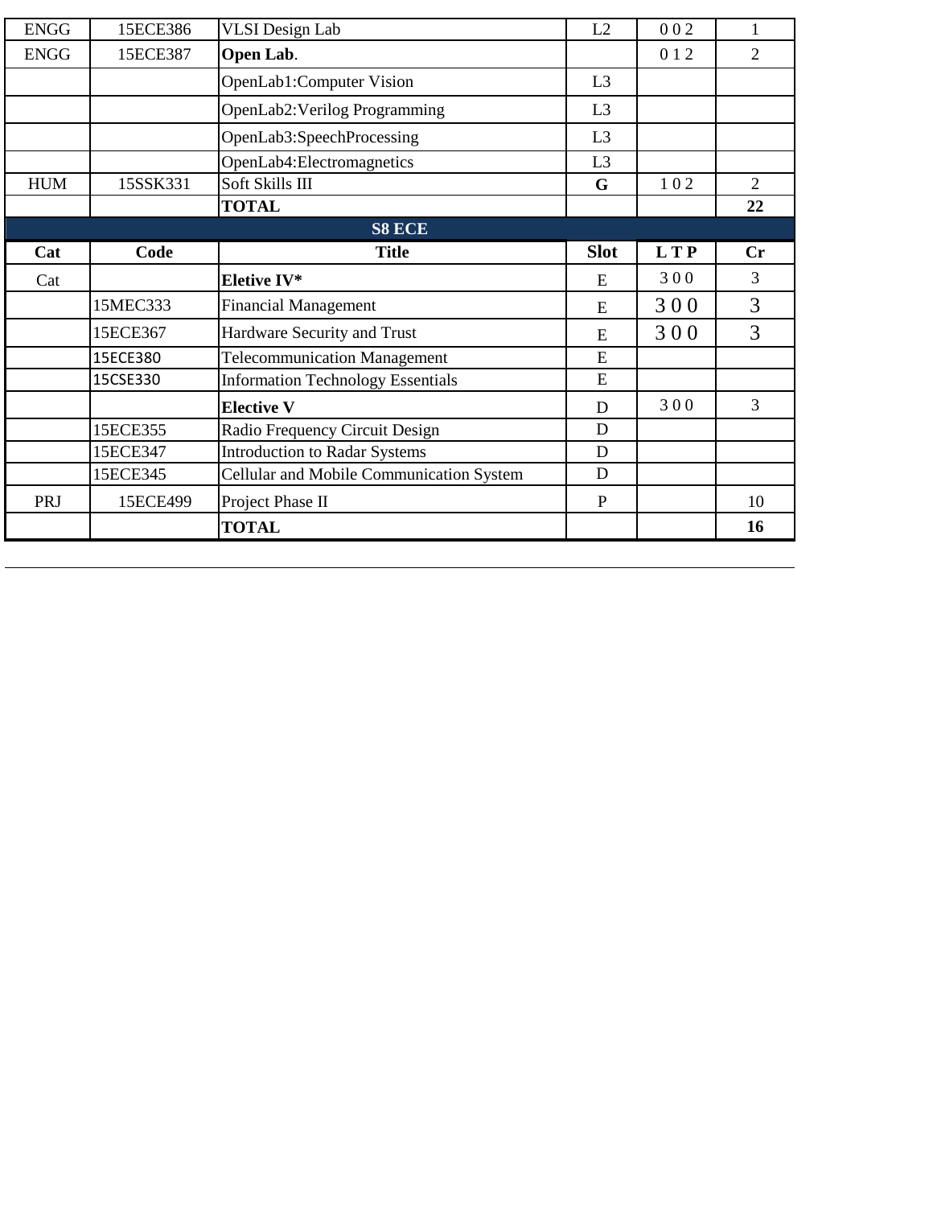| | | | | | |
|---|---|---|---|---|---|
| ENGG | 15ECE386 | VLSI Design Lab | L2 | 0 0 2 | 1 |
| ENGG | 15ECE387 | **Open Lab**. | | 0 1 2 | 2 |
| | | OpenLab1:Computer Vision | L3 | | |
| | | OpenLab2:Verilog Programming | L3 | | |
| | | OpenLab3:SpeechProcessing | L3 | | |
| | | OpenLab4:Electromagnetics | L3 | | |
| HUM | 15SSK331 | Soft Skills III | **G** | 1 0 2 | 2 |
| | | **TOTAL** | | | **22** |
| **S8 ECE** | | | | | |
| **Cat** | **Code** | **Title** | **Slot** | **L T P** | **Cr** |
| Cat | | **Eletive IV*** | E | 3 0 0 | 3 |
| | 15MEC333 | Financial Management | E | 3 0 0 | 3 |
| | 15ECE367 | Hardware Security and Trust | E | 3 0 0 | 3 |
| | 15ECE380 | Telecommunication Management | E | | |
| | 15CSE330 | Information Technology Essentials | E | | |
| | | **Elective V** | D | 3 0 0 | 3 |
| | 15ECE355 | Radio Frequency Circuit Design | D | | |
| | 15ECE347 | Introduction to Radar Systems | D | | |
| | 15ECE345 | Cellular and Mobile Communication System | D | | |
| PRJ | 15ECE499 | Project Phase II | P | | 10 |
| | | **TOTAL** | | | **16** |